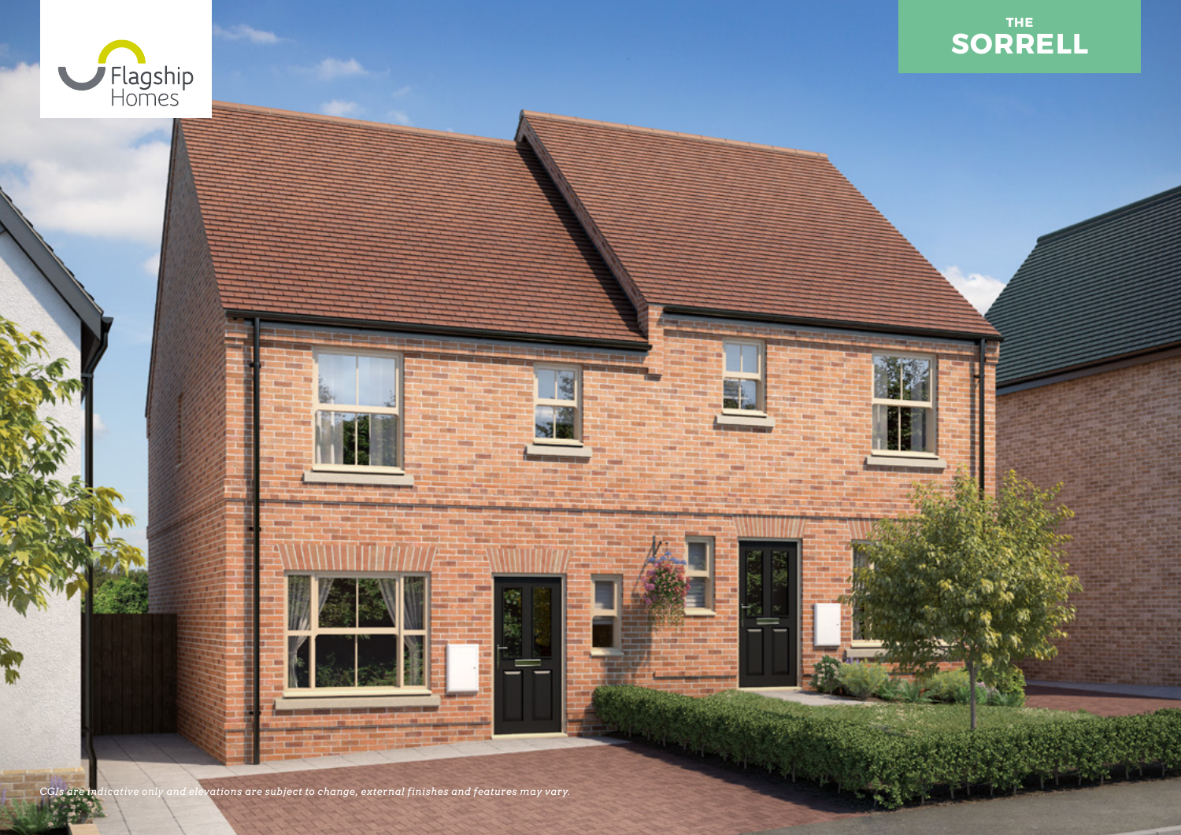Flagship Homes

# THE SORRELL

*CGIs are indicative only and elevations are subject to change, external finishes and features may vary.*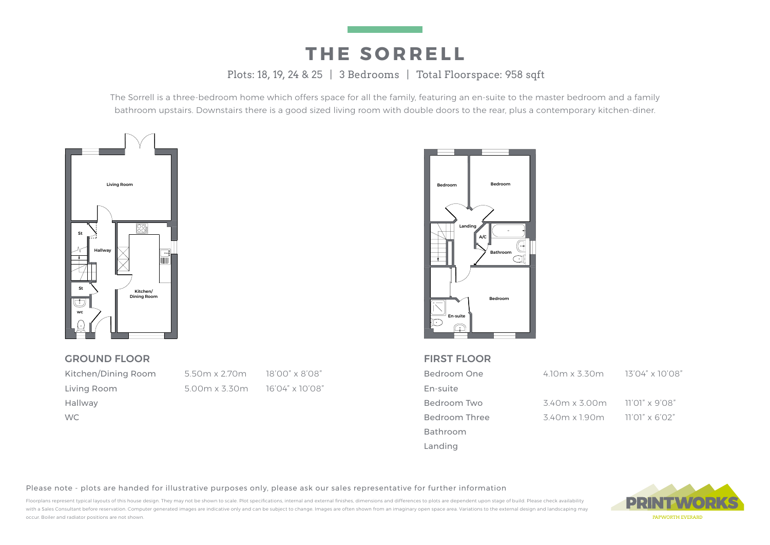# THE SORRELL

Plots: 18, 19, 24 & 25 | 3 Bedrooms | Total Floorspace: 958 sqft

The Sorrell is a three-bedroom home which offers space for all the family, featuring an en-suite to the master bedroom and a family bathroom upstairs. Downstairs there is a good sized living room with double doors to the rear, plus a contemporary kitchen-diner.

Living Room
St
Hallway
St
WC
Kitchen/ Dining Room

Bedroom
Bedroom
Landing
A/C
Bathroom
Bedroom
En-suite

## GROUND FLOOR

| | | |
|---|---|---|
| Kitchen/Dining Room | 5.50m x 2.70m | 18'00" x 8'08" |
| Living Room | 5.00m x 3.30m | 16'04" x 10'08" |
| Hallway | | |
| WC | | |

## FIRST FLOOR

| | | |
|---|---|---|
| Bedroom One | 4.10m x 3.30m | 13'04" x 10'08" |
| En-suite | | |
| Bedroom Two | 3.40m x 3.00m | 11'01" x 9'08" |
| Bedroom Three | 3.40m x 1.90m | 11'01" x 6'02" |
| Bathroom | | |
| Landing | | |

Please note - plots are handed for illustrative purposes only, please ask our sales representative for further information

Floorplans represent typical layouts of this house design. They may not be shown to scale. Plot specifications, internal and external finishes, dimensions and differences to plots are dependent upon stage of build. Please check availability with a Sales Consultant before reservation. Computer generated images are indicative only and can be subject to change. Images are often shown from an imaginary open space area. Variations to the external design and landscaping may occur. Boiler and radiator positions are not shown.

PRINTWORKS
PAPWORTH EVERARD